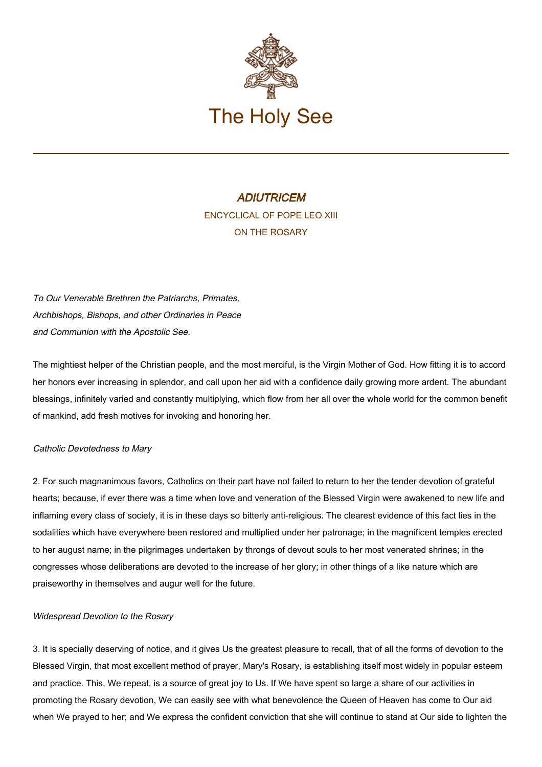# ADIUTRICEM

ENCYCLICAL OF POPE LEO XIII

ON THE ROSARY

*To Our Venerable Brethren the Patriarchs, Primates, Archbishops, Bishops, and other Ordinaries in Peace and Communion with the Apostolic See.*

The mightiest helper of the Christian people, and the most merciful, is the Virgin Mother of God. How fitting it is to accord her honors ever increasing in splendor, and call upon her aid with a confidence daily growing more ardent. The abundant blessings, infinitely varied and constantly multiplying, which flow from her all over the whole world for the common benefit of mankind, add fresh motives for invoking and honoring her.

*Catholic Devotedness to Mary*

2. For such magnanimous favors, Catholics on their part have not failed to return to her the tender devotion of grateful hearts; because, if ever there was a time when love and veneration of the Blessed Virgin were awakened to new life and inflaming every class of society, it is in these days so bitterly anti-religious. The clearest evidence of this fact lies in the sodalities which have everywhere been restored and multiplied under her patronage; in the magnificent temples erected to her august name; in the pilgrimages undertaken by throngs of devout souls to her most venerated shrines; in the congresses whose deliberations are devoted to the increase of her glory; in other things of a like nature which are praiseworthy in themselves and augur well for the future.

*Widespread Devotion to the Rosary*

3. It is specially deserving of notice, and it gives Us the greatest pleasure to recall, that of all the forms of devotion to the Blessed Virgin, that most excellent method of prayer, Mary's Rosary, is establishing itself most widely in popular esteem and practice. This, We repeat, is a source of great joy to Us. If We have spent so large a share of our activities in promoting the Rosary devotion, We can easily see with what benevolence the Queen of Heaven has come to Our aid when We prayed to her; and We express the confident conviction that she will continue to stand at Our side to lighten the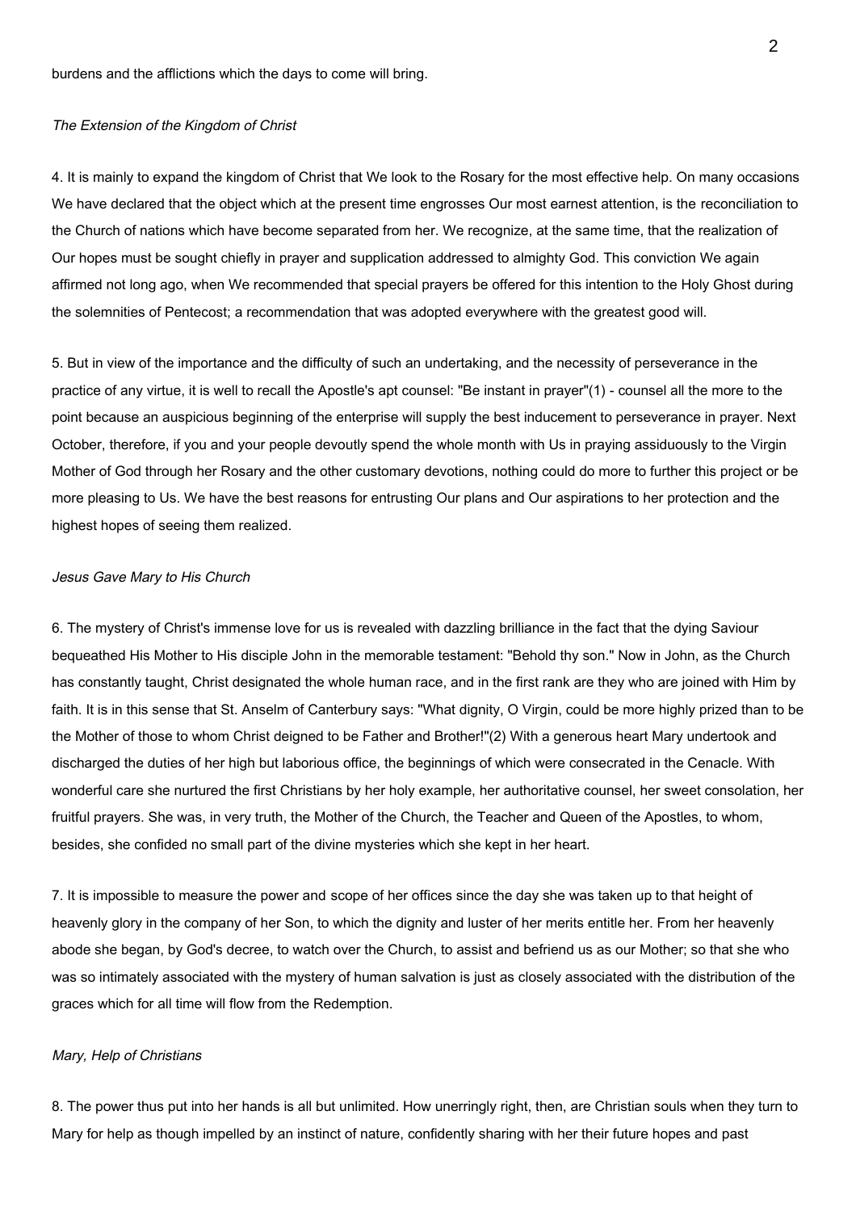burdens and the afflictions which the days to come will bring.

*The Extension of the Kingdom of Christ*

4. It is mainly to expand the kingdom of Christ that We look to the Rosary for the most effective help. On many occasions We have declared that the object which at the present time engrosses Our most earnest attention, is the reconciliation to the Church of nations which have become separated from her. We recognize, at the same time, that the realization of Our hopes must be sought chiefly in prayer and supplication addressed to almighty God. This conviction We again affirmed not long ago, when We recommended that special prayers be offered for this intention to the Holy Ghost during the solemnities of Pentecost; a recommendation that was adopted everywhere with the greatest good will.

5. But in view of the importance and the difficulty of such an undertaking, and the necessity of perseverance in the practice of any virtue, it is well to recall the Apostle's apt counsel: "Be instant in prayer"(1) - counsel all the more to the point because an auspicious beginning of the enterprise will supply the best inducement to perseverance in prayer. Next October, therefore, if you and your people devoutly spend the whole month with Us in praying assiduously to the Virgin Mother of God through her Rosary and the other customary devotions, nothing could do more to further this project or be more pleasing to Us. We have the best reasons for entrusting Our plans and Our aspirations to her protection and the highest hopes of seeing them realized.

*Jesus Gave Mary to His Church*

6. The mystery of Christ's immense love for us is revealed with dazzling brilliance in the fact that the dying Saviour bequeathed His Mother to His disciple John in the memorable testament: "Behold thy son." Now in John, as the Church has constantly taught, Christ designated the whole human race, and in the first rank are they who are joined with Him by faith. It is in this sense that St. Anselm of Canterbury says: "What dignity, O Virgin, could be more highly prized than to be the Mother of those to whom Christ deigned to be Father and Brother!"(2) With a generous heart Mary undertook and discharged the duties of her high but laborious office, the beginnings of which were consecrated in the Cenacle. With wonderful care she nurtured the first Christians by her holy example, her authoritative counsel, her sweet consolation, her fruitful prayers. She was, in very truth, the Mother of the Church, the Teacher and Queen of the Apostles, to whom, besides, she confided no small part of the divine mysteries which she kept in her heart.

7. It is impossible to measure the power and scope of her offices since the day she was taken up to that height of heavenly glory in the company of her Son, to which the dignity and luster of her merits entitle her. From her heavenly abode she began, by God's decree, to watch over the Church, to assist and befriend us as our Mother; so that she who was so intimately associated with the mystery of human salvation is just as closely associated with the distribution of the graces which for all time will flow from the Redemption.

*Mary, Help of Christians*

8. The power thus put into her hands is all but unlimited. How unerringly right, then, are Christian souls when they turn to Mary for help as though impelled by an instinct of nature, confidently sharing with her their future hopes and past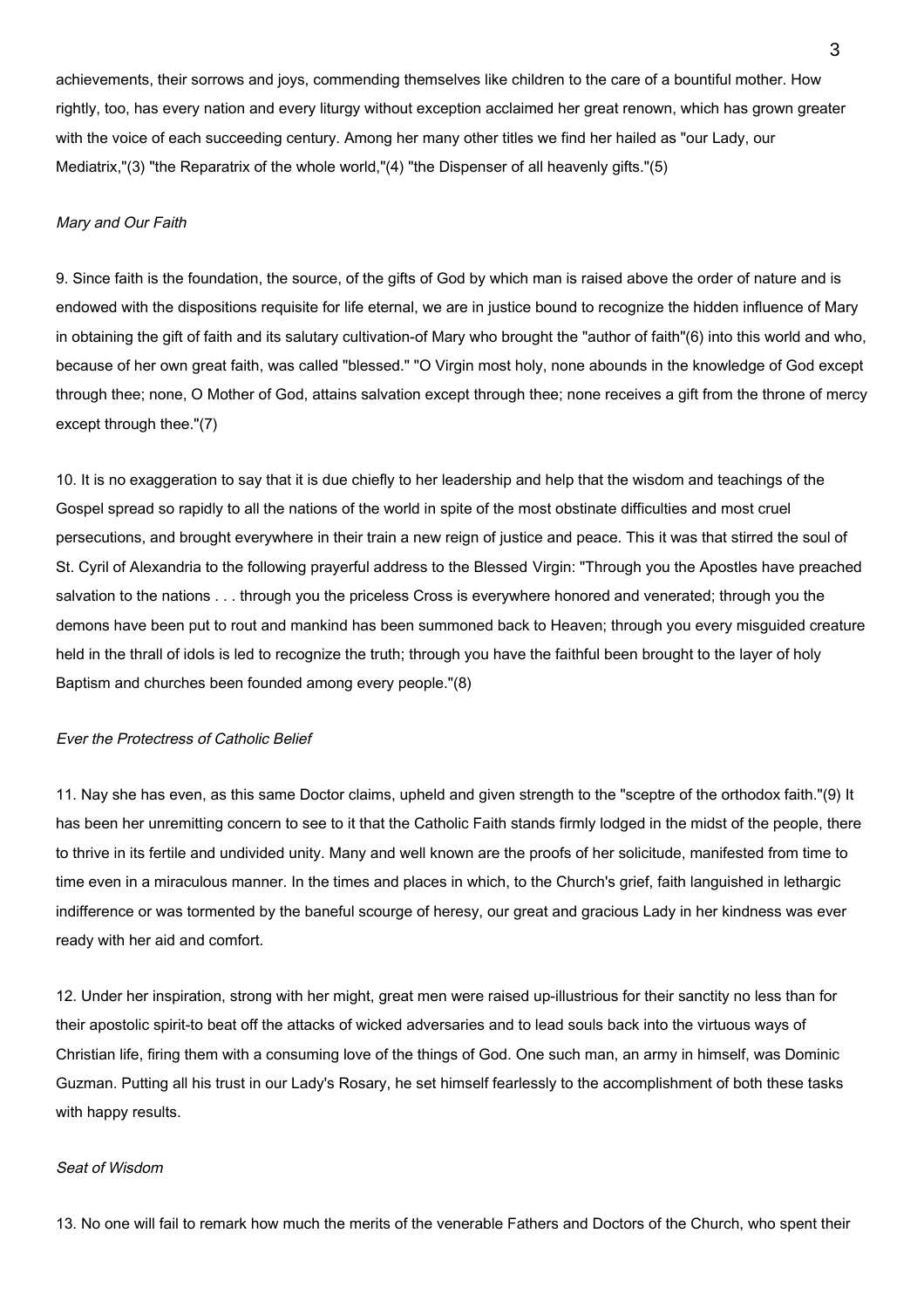achievements, their sorrows and joys, commending themselves like children to the care of a bountiful mother. How rightly, too, has every nation and every liturgy without exception acclaimed her great renown, which has grown greater with the voice of each succeeding century. Among her many other titles we find her hailed as "our Lady, our Mediatrix,"(3) "the Reparatrix of the whole world,"(4) "the Dispenser of all heavenly gifts."(5)

*Mary and Our Faith*

9. Since faith is the foundation, the source, of the gifts of God by which man is raised above the order of nature and is endowed with the dispositions requisite for life eternal, we are in justice bound to recognize the hidden influence of Mary in obtaining the gift of faith and its salutary cultivation-of Mary who brought the "author of faith"(6) into this world and who, because of her own great faith, was called "blessed." "O Virgin most holy, none abounds in the knowledge of God except through thee; none, O Mother of God, attains salvation except through thee; none receives a gift from the throne of mercy except through thee."(7)

10. It is no exaggeration to say that it is due chiefly to her leadership and help that the wisdom and teachings of the Gospel spread so rapidly to all the nations of the world in spite of the most obstinate difficulties and most cruel persecutions, and brought everywhere in their train a new reign of justice and peace. This it was that stirred the soul of St. Cyril of Alexandria to the following prayerful address to the Blessed Virgin: "Through you the Apostles have preached salvation to the nations . . . through you the priceless Cross is everywhere honored and venerated; through you the demons have been put to rout and mankind has been summoned back to Heaven; through you every misguided creature held in the thrall of idols is led to recognize the truth; through you have the faithful been brought to the layer of holy Baptism and churches been founded among every people."(8)

*Ever the Protectress of Catholic Belief*

11. Nay she has even, as this same Doctor claims, upheld and given strength to the "sceptre of the orthodox faith."(9) It has been her unremitting concern to see to it that the Catholic Faith stands firmly lodged in the midst of the people, there to thrive in its fertile and undivided unity. Many and well known are the proofs of her solicitude, manifested from time to time even in a miraculous manner. In the times and places in which, to the Church's grief, faith languished in lethargic indifference or was tormented by the baneful scourge of heresy, our great and gracious Lady in her kindness was ever ready with her aid and comfort.

12. Under her inspiration, strong with her might, great men were raised up-illustrious for their sanctity no less than for their apostolic spirit-to beat off the attacks of wicked adversaries and to lead souls back into the virtuous ways of Christian life, firing them with a consuming love of the things of God. One such man, an army in himself, was Dominic Guzman. Putting all his trust in our Lady's Rosary, he set himself fearlessly to the accomplishment of both these tasks with happy results.

*Seat of Wisdom*

13. No one will fail to remark how much the merits of the venerable Fathers and Doctors of the Church, who spent their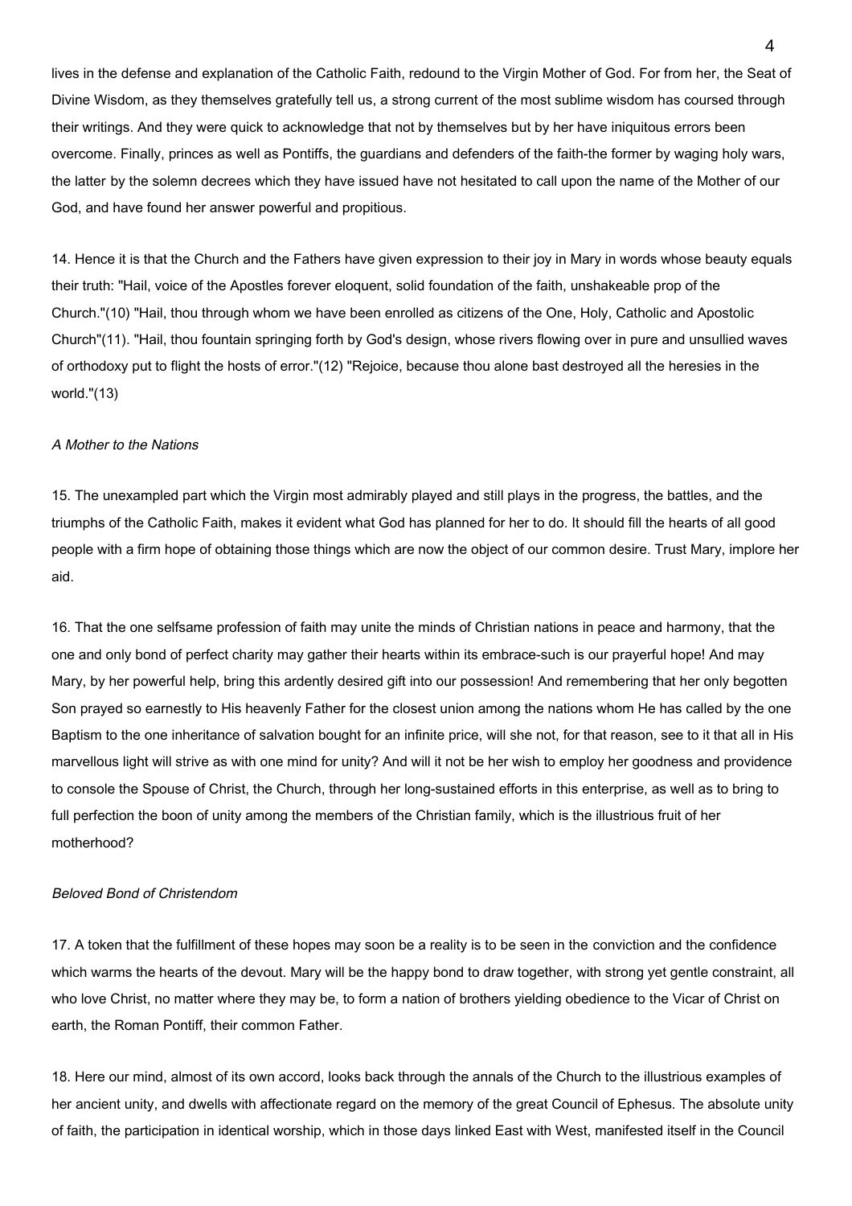lives in the defense and explanation of the Catholic Faith, redound to the Virgin Mother of God. For from her, the Seat of Divine Wisdom, as they themselves gratefully tell us, a strong current of the most sublime wisdom has coursed through their writings. And they were quick to acknowledge that not by themselves but by her have iniquitous errors been overcome. Finally, princes as well as Pontiffs, the guardians and defenders of the faith-the former by waging holy wars, the latter by the solemn decrees which they have issued have not hesitated to call upon the name of the Mother of our God, and have found her answer powerful and propitious.

14. Hence it is that the Church and the Fathers have given expression to their joy in Mary in words whose beauty equals their truth: "Hail, voice of the Apostles forever eloquent, solid foundation of the faith, unshakeable prop of the Church."(10) "Hail, thou through whom we have been enrolled as citizens of the One, Holy, Catholic and Apostolic Church"(11). "Hail, thou fountain springing forth by God's design, whose rivers flowing over in pure and unsullied waves of orthodoxy put to flight the hosts of error."(12) "Rejoice, because thou alone bast destroyed all the heresies in the world."(13)

*A Mother to the Nations*

15. The unexampled part which the Virgin most admirably played and still plays in the progress, the battles, and the triumphs of the Catholic Faith, makes it evident what God has planned for her to do. It should fill the hearts of all good people with a firm hope of obtaining those things which are now the object of our common desire. Trust Mary, implore her aid.

16. That the one selfsame profession of faith may unite the minds of Christian nations in peace and harmony, that the one and only bond of perfect charity may gather their hearts within its embrace-such is our prayerful hope! And may Mary, by her powerful help, bring this ardently desired gift into our possession! And remembering that her only begotten Son prayed so earnestly to His heavenly Father for the closest union among the nations whom He has called by the one Baptism to the one inheritance of salvation bought for an infinite price, will she not, for that reason, see to it that all in His marvellous light will strive as with one mind for unity? And will it not be her wish to employ her goodness and providence to console the Spouse of Christ, the Church, through her long-sustained efforts in this enterprise, as well as to bring to full perfection the boon of unity among the members of the Christian family, which is the illustrious fruit of her motherhood?

*Beloved Bond of Christendom*

17. A token that the fulfillment of these hopes may soon be a reality is to be seen in the conviction and the confidence which warms the hearts of the devout. Mary will be the happy bond to draw together, with strong yet gentle constraint, all who love Christ, no matter where they may be, to form a nation of brothers yielding obedience to the Vicar of Christ on earth, the Roman Pontiff, their common Father.

18. Here our mind, almost of its own accord, looks back through the annals of the Church to the illustrious examples of her ancient unity, and dwells with affectionate regard on the memory of the great Council of Ephesus. The absolute unity of faith, the participation in identical worship, which in those days linked East with West, manifested itself in the Council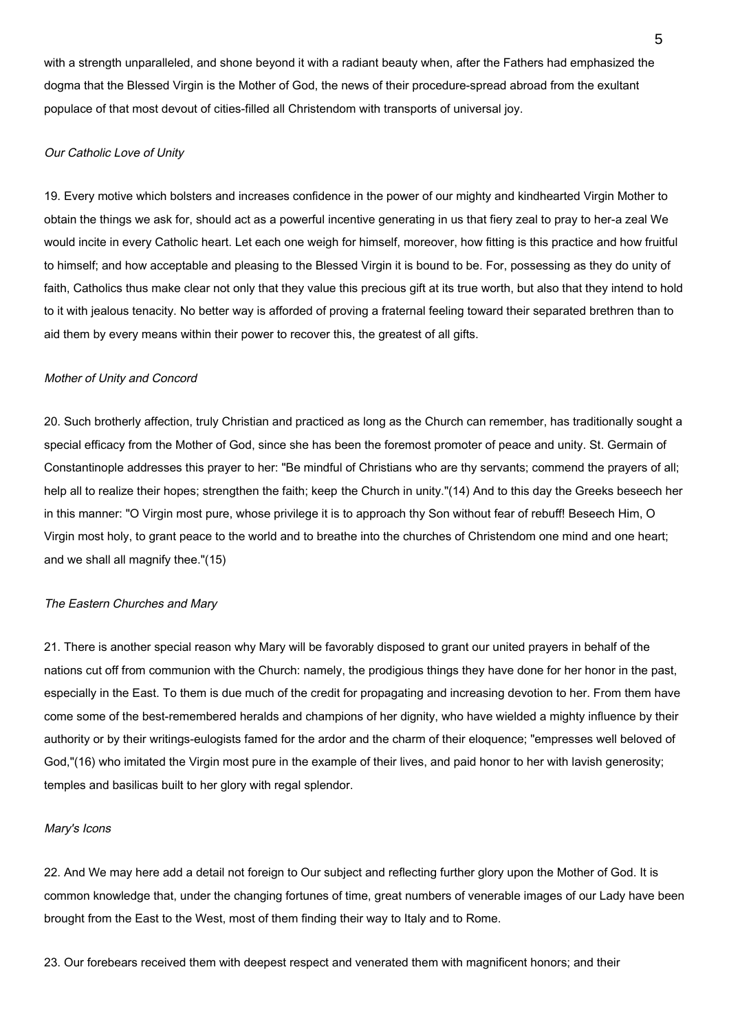with a strength unparalleled, and shone beyond it with a radiant beauty when, after the Fathers had emphasized the dogma that the Blessed Virgin is the Mother of God, the news of their procedure-spread abroad from the exultant populace of that most devout of cities-filled all Christendom with transports of universal joy.

### *Our Catholic Love of Unity*

19. Every motive which bolsters and increases confidence in the power of our mighty and kindhearted Virgin Mother to obtain the things we ask for, should act as a powerful incentive generating in us that fiery zeal to pray to her-a zeal We would incite in every Catholic heart. Let each one weigh for himself, moreover, how fitting is this practice and how fruitful to himself; and how acceptable and pleasing to the Blessed Virgin it is bound to be. For, possessing as they do unity of faith, Catholics thus make clear not only that they value this precious gift at its true worth, but also that they intend to hold to it with jealous tenacity. No better way is afforded of proving a fraternal feeling toward their separated brethren than to aid them by every means within their power to recover this, the greatest of all gifts.

### *Mother of Unity and Concord*

20. Such brotherly affection, truly Christian and practiced as long as the Church can remember, has traditionally sought a special efficacy from the Mother of God, since she has been the foremost promoter of peace and unity. St. Germain of Constantinople addresses this prayer to her: "Be mindful of Christians who are thy servants; commend the prayers of all; help all to realize their hopes; strengthen the faith; keep the Church in unity."(14) And to this day the Greeks beseech her in this manner: "O Virgin most pure, whose privilege it is to approach thy Son without fear of rebuff! Beseech Him, O Virgin most holy, to grant peace to the world and to breathe into the churches of Christendom one mind and one heart; and we shall all magnify thee."(15)

### *The Eastern Churches and Mary*

21. There is another special reason why Mary will be favorably disposed to grant our united prayers in behalf of the nations cut off from communion with the Church: namely, the prodigious things they have done for her honor in the past, especially in the East. To them is due much of the credit for propagating and increasing devotion to her. From them have come some of the best-remembered heralds and champions of her dignity, who have wielded a mighty influence by their authority or by their writings-eulogists famed for the ardor and the charm of their eloquence; "empresses well beloved of God,"(16) who imitated the Virgin most pure in the example of their lives, and paid honor to her with lavish generosity; temples and basilicas built to her glory with regal splendor.

### *Mary's Icons*

22. And We may here add a detail not foreign to Our subject and reflecting further glory upon the Mother of God. It is common knowledge that, under the changing fortunes of time, great numbers of venerable images of our Lady have been brought from the East to the West, most of them finding their way to Italy and to Rome.

23. Our forebears received them with deepest respect and venerated them with magnificent honors; and their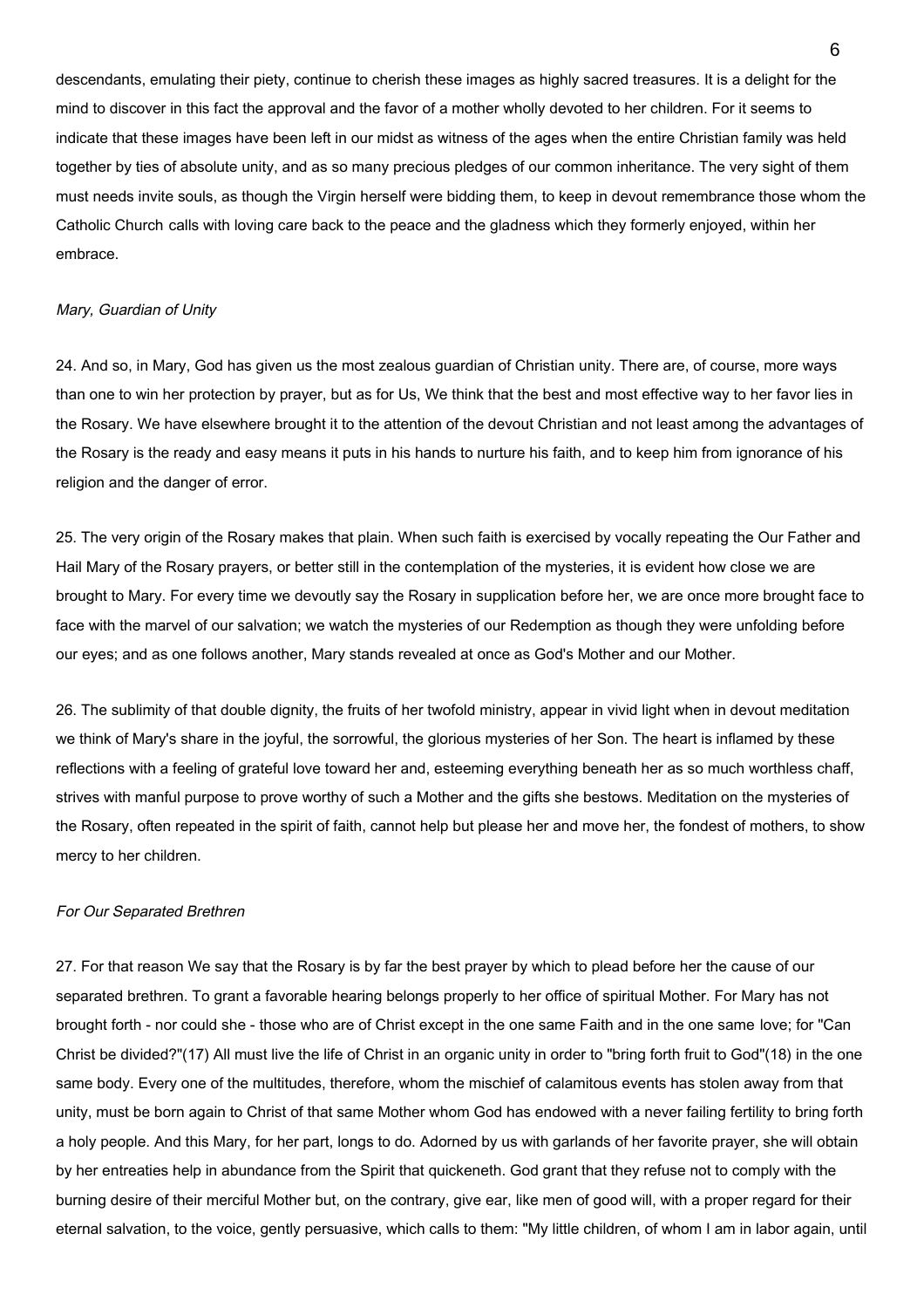descendants, emulating their piety, continue to cherish these images as highly sacred treasures. It is a delight for the mind to discover in this fact the approval and the favor of a mother wholly devoted to her children. For it seems to indicate that these images have been left in our midst as witness of the ages when the entire Christian family was held together by ties of absolute unity, and as so many precious pledges of our common inheritance. The very sight of them must needs invite souls, as though the Virgin herself were bidding them, to keep in devout remembrance those whom the Catholic Church calls with loving care back to the peace and the gladness which they formerly enjoyed, within her embrace.

*Mary, Guardian of Unity*

24. And so, in Mary, God has given us the most zealous guardian of Christian unity. There are, of course, more ways than one to win her protection by prayer, but as for Us, We think that the best and most effective way to her favor lies in the Rosary. We have elsewhere brought it to the attention of the devout Christian and not least among the advantages of the Rosary is the ready and easy means it puts in his hands to nurture his faith, and to keep him from ignorance of his religion and the danger of error.

25. The very origin of the Rosary makes that plain. When such faith is exercised by vocally repeating the Our Father and Hail Mary of the Rosary prayers, or better still in the contemplation of the mysteries, it is evident how close we are brought to Mary. For every time we devoutly say the Rosary in supplication before her, we are once more brought face to face with the marvel of our salvation; we watch the mysteries of our Redemption as though they were unfolding before our eyes; and as one follows another, Mary stands revealed at once as God's Mother and our Mother.

26. The sublimity of that double dignity, the fruits of her twofold ministry, appear in vivid light when in devout meditation we think of Mary's share in the joyful, the sorrowful, the glorious mysteries of her Son. The heart is inflamed by these reflections with a feeling of grateful love toward her and, esteeming everything beneath her as so much worthless chaff, strives with manful purpose to prove worthy of such a Mother and the gifts she bestows. Meditation on the mysteries of the Rosary, often repeated in the spirit of faith, cannot help but please her and move her, the fondest of mothers, to show mercy to her children.

*For Our Separated Brethren*

27. For that reason We say that the Rosary is by far the best prayer by which to plead before her the cause of our separated brethren. To grant a favorable hearing belongs properly to her office of spiritual Mother. For Mary has not brought forth - nor could she - those who are of Christ except in the one same Faith and in the one same love; for "Can Christ be divided?"(17) All must live the life of Christ in an organic unity in order to "bring forth fruit to God"(18) in the one same body. Every one of the multitudes, therefore, whom the mischief of calamitous events has stolen away from that unity, must be born again to Christ of that same Mother whom God has endowed with a never failing fertility to bring forth a holy people. And this Mary, for her part, longs to do. Adorned by us with garlands of her favorite prayer, she will obtain by her entreaties help in abundance from the Spirit that quickeneth. God grant that they refuse not to comply with the burning desire of their merciful Mother but, on the contrary, give ear, like men of good will, with a proper regard for their eternal salvation, to the voice, gently persuasive, which calls to them: "My little children, of whom I am in labor again, until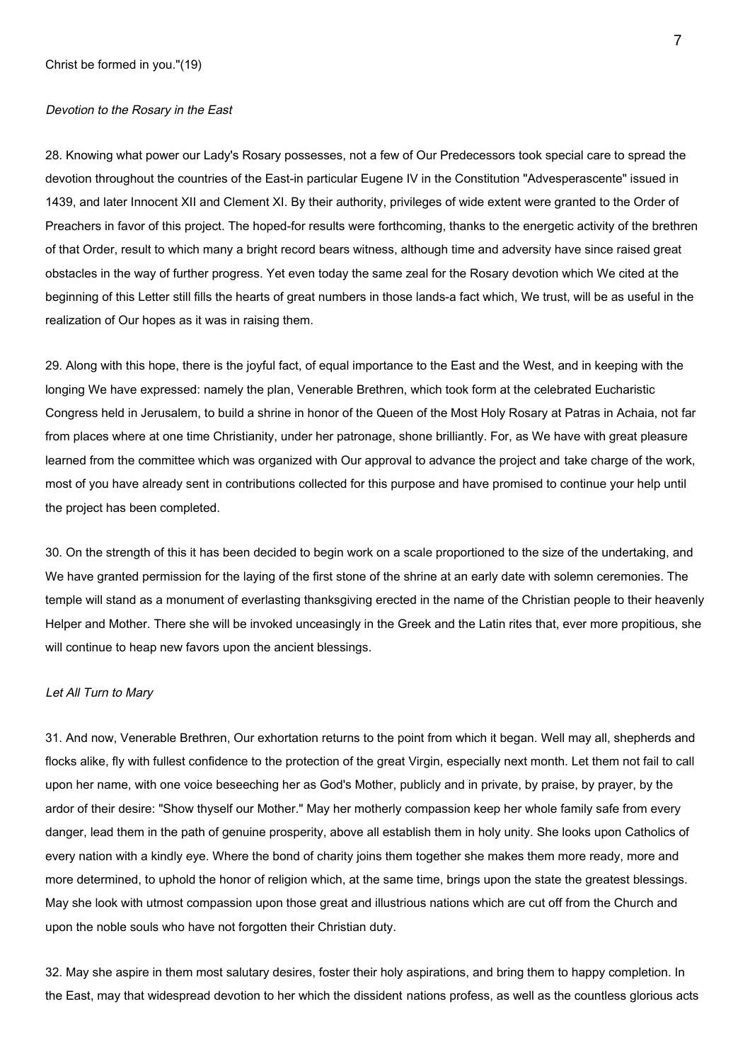Christ be formed in you."(19)

*Devotion to the Rosary in the East*

28. Knowing what power our Lady's Rosary possesses, not a few of Our Predecessors took special care to spread the devotion throughout the countries of the East-in particular Eugene IV in the Constitution "Advesperascente" issued in 1439, and later Innocent XII and Clement XI. By their authority, privileges of wide extent were granted to the Order of Preachers in favor of this project. The hoped-for results were forthcoming, thanks to the energetic activity of the brethren of that Order, result to which many a bright record bears witness, although time and adversity have since raised great obstacles in the way of further progress. Yet even today the same zeal for the Rosary devotion which We cited at the beginning of this Letter still fills the hearts of great numbers in those lands-a fact which, We trust, will be as useful in the realization of Our hopes as it was in raising them.

29. Along with this hope, there is the joyful fact, of equal importance to the East and the West, and in keeping with the longing We have expressed: namely the plan, Venerable Brethren, which took form at the celebrated Eucharistic Congress held in Jerusalem, to build a shrine in honor of the Queen of the Most Holy Rosary at Patras in Achaia, not far from places where at one time Christianity, under her patronage, shone brilliantly. For, as We have with great pleasure learned from the committee which was organized with Our approval to advance the project and take charge of the work, most of you have already sent in contributions collected for this purpose and have promised to continue your help until the project has been completed.

30. On the strength of this it has been decided to begin work on a scale proportioned to the size of the undertaking, and We have granted permission for the laying of the first stone of the shrine at an early date with solemn ceremonies. The temple will stand as a monument of everlasting thanksgiving erected in the name of the Christian people to their heavenly Helper and Mother. There she will be invoked unceasingly in the Greek and the Latin rites that, ever more propitious, she will continue to heap new favors upon the ancient blessings.

*Let All Turn to Mary*

31. And now, Venerable Brethren, Our exhortation returns to the point from which it began. Well may all, shepherds and flocks alike, fly with fullest confidence to the protection of the great Virgin, especially next month. Let them not fail to call upon her name, with one voice beseeching her as God's Mother, publicly and in private, by praise, by prayer, by the ardor of their desire: "Show thyself our Mother." May her motherly compassion keep her whole family safe from every danger, lead them in the path of genuine prosperity, above all establish them in holy unity. She looks upon Catholics of every nation with a kindly eye. Where the bond of charity joins them together she makes them more ready, more and more determined, to uphold the honor of religion which, at the same time, brings upon the state the greatest blessings. May she look with utmost compassion upon those great and illustrious nations which are cut off from the Church and upon the noble souls who have not forgotten their Christian duty.

32. May she aspire in them most salutary desires, foster their holy aspirations, and bring them to happy completion. In the East, may that widespread devotion to her which the dissident nations profess, as well as the countless glorious acts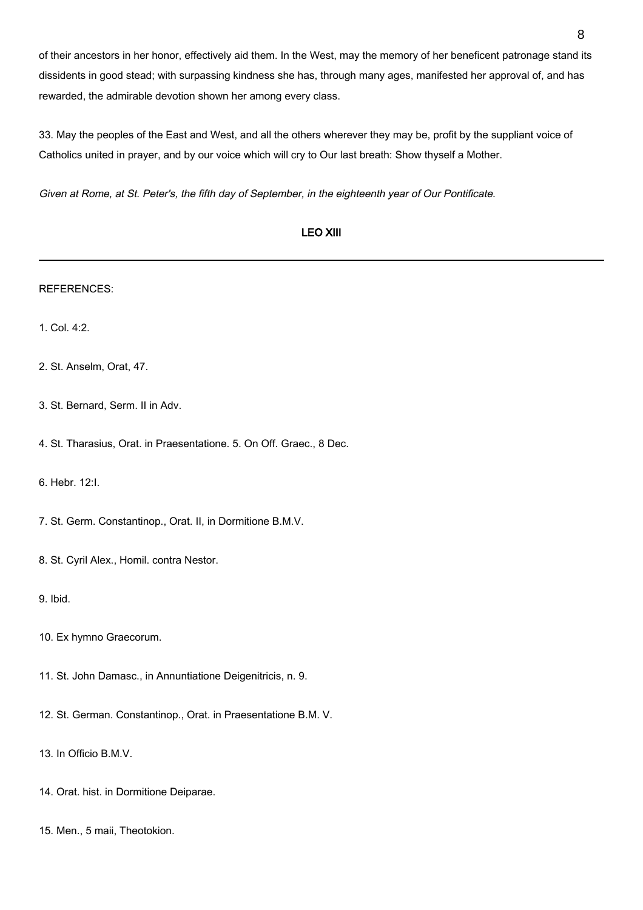of their ancestors in her honor, effectively aid them. In the West, may the memory of her beneficent patronage stand its dissidents in good stead; with surpassing kindness she has, through many ages, manifested her approval of, and has rewarded, the admirable devotion shown her among every class.

33. May the peoples of the East and West, and all the others wherever they may be, profit by the suppliant voice of Catholics united in prayer, and by our voice which will cry to Our last breath: Show thyself a Mother.

*Given at Rome, at St. Peter's, the fifth day of September, in the eighteenth year of Our Pontificate.*

**LEO XIII**

---

REFERENCES:

1. Col. 4:2.

2. St. Anselm, Orat, 47.

3. St. Bernard, Serm. II in Adv.

4. St. Tharasius, Orat. in Praesentatione. 5. On Off. Graec., 8 Dec.

6. Hebr. 12:I.

7. St. Germ. Constantinop., Orat. II, in Dormitione B.M.V.

8. St. Cyril Alex., Homil. contra Nestor.

9. Ibid.

10. Ex hymno Graecorum.

11. St. John Damasc., in Annuntiatione Deigenitricis, n. 9.

12. St. German. Constantinop., Orat. in Praesentatione B.M. V.

13. In Officio B.M.V.

14. Orat. hist. in Dormitione Deiparae.

15. Men., 5 maii, Theotokion.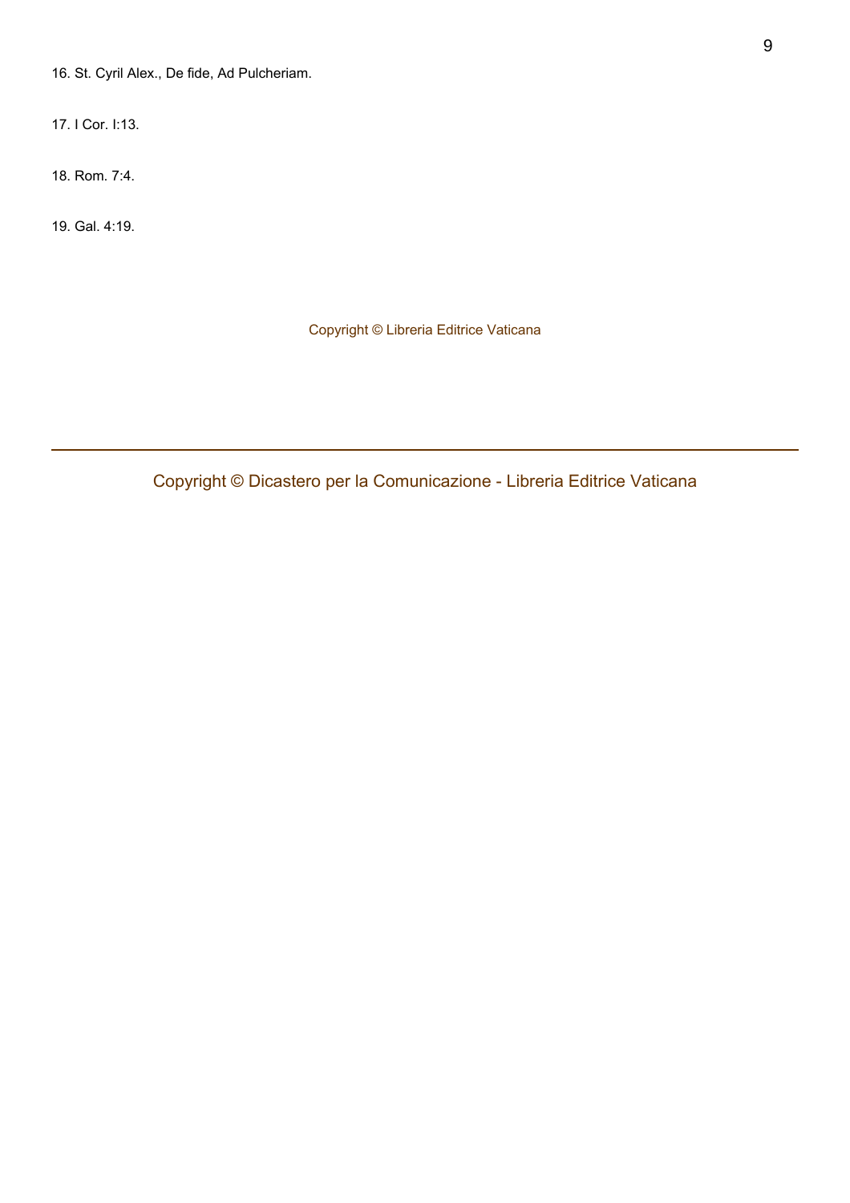16. St. Cyril Alex., De fide, Ad Pulcheriam.

17. I Cor. I:13.

18. Rom. 7:4.

19. Gal. 4:19.

Copyright © Libreria Editrice Vaticana

---

Copyright © Dicastero per la Comunicazione - Libreria Editrice Vaticana